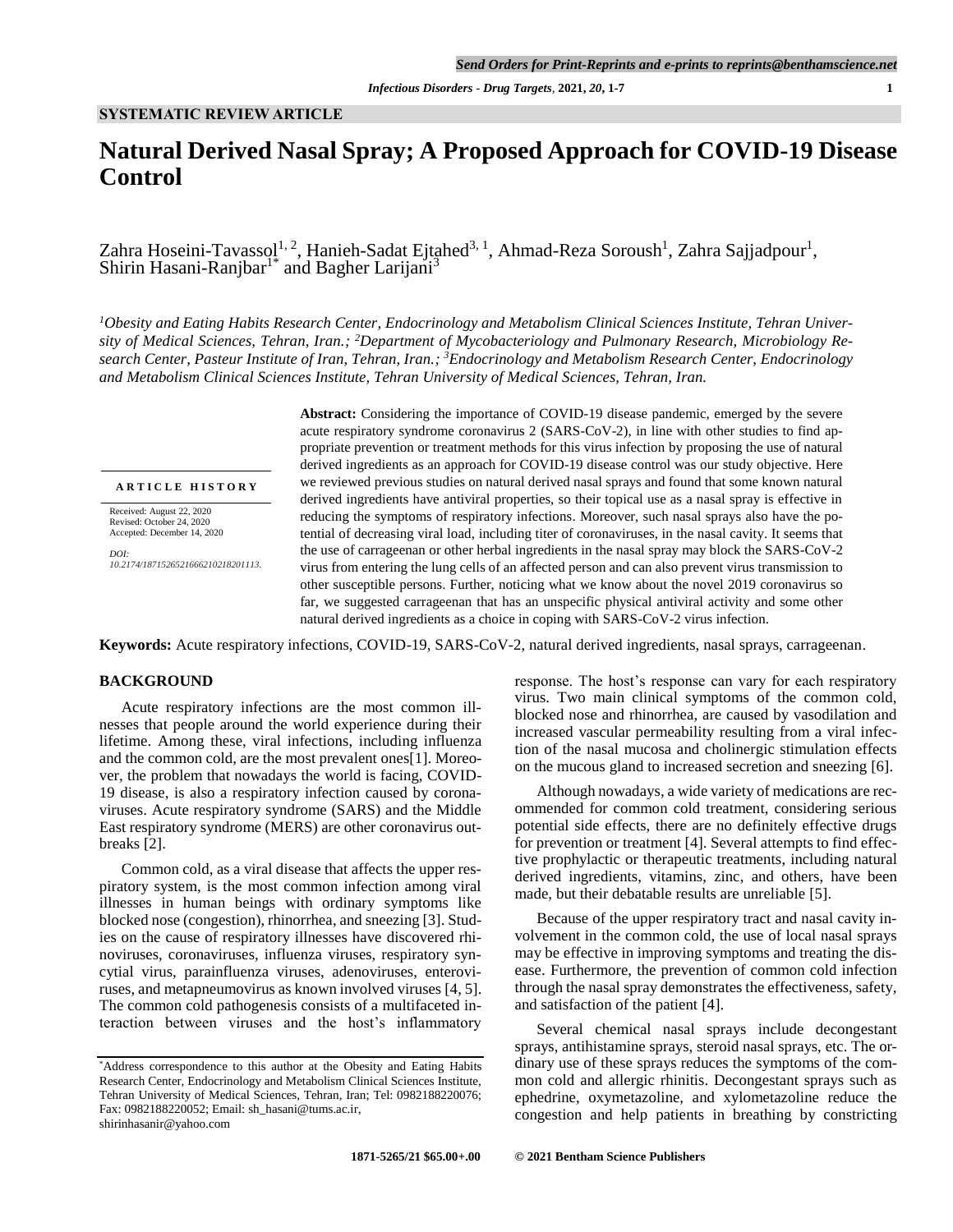SYSTEMATIC REVIEW ARTICLE

# Natural Derived Nasal Spray; A Proposed Approach for COVID-19 Disease Control

Zahra Hoseini-Tavassol[1, 2], Hanieh-Sadat Ejtahed[3, 1], Ahmad-Reza Soroush[1], Zahra Sajjadpour[1], Shirin Hasani-Ranjbar[1*] and Bagher Larijani[3]

*[1]Obesity and Eating Habits Research Center, Endocrinology and Metabolism Clinical Sciences Institute, Tehran University of Medical Sciences, Tehran, Iran.; [2]Department of Mycobacteriology and Pulmonary Research, Microbiology Research Center, Pasteur Institute of Iran, Tehran, Iran.; [3]Endocrinology and Metabolism Research Center, Endocrinology and Metabolism Clinical Sciences Institute, Tehran University of Medical Sciences, Tehran, Iran.*

**ARTICLE HISTORY**

Received: August 22, 2020
Revised: October 24, 2020
Accepted: December 14, 2020

*DOI:*
*10.2174/1871526521666210218201113.*

**Abstract:** Considering the importance of COVID-19 disease pandemic, emerged by the severe acute respiratory syndrome coronavirus 2 (SARS-CoV-2), in line with other studies to find appropriate prevention or treatment methods for this virus infection by proposing the use of natural derived ingredients as an approach for COVID-19 disease control was our study objective. Here we reviewed previous studies on natural derived nasal sprays and found that some known natural derived ingredients have antiviral properties, so their topical use as a nasal spray is effective in reducing the symptoms of respiratory infections. Moreover, such nasal sprays also have the potential of decreasing viral load, including titer of coronaviruses, in the nasal cavity. It seems that the use of carrageenan or other herbal ingredients in the nasal spray may block the SARS-CoV-2 virus from entering the lung cells of an affected person and can also prevent virus transmission to other susceptible persons. Further, noticing what we know about the novel 2019 coronavirus so far, we suggested carrageenan that has an unspecific physical antiviral activity and some other natural derived ingredients as a choice in coping with SARS-CoV-2 virus infection.

**Keywords:** Acute respiratory infections, COVID-19, SARS-CoV-2, natural derived ingredients, nasal sprays, carrageenan.

## BACKGROUND

Acute respiratory infections are the most common illnesses that people around the world experience during their lifetime. Among these, viral infections, including influenza and the common cold, are the most prevalent ones[1]. Moreover, the problem that nowadays the world is facing, COVID-19 disease, is also a respiratory infection caused by coronaviruses. Acute respiratory syndrome (SARS) and the Middle East respiratory syndrome (MERS) are other coronavirus outbreaks [2].

Common cold, as a viral disease that affects the upper respiratory system, is the most common infection among viral illnesses in human beings with ordinary symptoms like blocked nose (congestion), rhinorrhea, and sneezing [3]. Studies on the cause of respiratory illnesses have discovered rhinoviruses, coronaviruses, influenza viruses, respiratory syncytial virus, parainfluenza viruses, adenoviruses, enteroviruses, and metapneumovirus as known involved viruses [4, 5]. The common cold pathogenesis consists of a multifaceted interaction between viruses and the host's inflammatory response. The host's response can vary for each respiratory virus. Two main clinical symptoms of the common cold, blocked nose and rhinorrhea, are caused by vasodilation and increased vascular permeability resulting from a viral infection of the nasal mucosa and cholinergic stimulation effects on the mucous gland to increased secretion and sneezing [6].

Although nowadays, a wide variety of medications are recommended for common cold treatment, considering serious potential side effects, there are no definitely effective drugs for prevention or treatment [4]. Several attempts to find effective prophylactic or therapeutic treatments, including natural derived ingredients, vitamins, zinc, and others, have been made, but their debatable results are unreliable [5].

Because of the upper respiratory tract and nasal cavity involvement in the common cold, the use of local nasal sprays may be effective in improving symptoms and treating the disease. Furthermore, the prevention of common cold infection through the nasal spray demonstrates the effectiveness, safety, and satisfaction of the patient [4].

Several chemical nasal sprays include decongestant sprays, antihistamine sprays, steroid nasal sprays, etc. The ordinary use of these sprays reduces the symptoms of the common cold and allergic rhinitis. Decongestant sprays such as ephedrine, oxymetazoline, and xylometazoline reduce the congestion and help patients in breathing by constricting

*Address correspondence to this author at the Obesity and Eating Habits Research Center, Endocrinology and Metabolism Clinical Sciences Institute, Tehran University of Medical Sciences, Tehran, Iran; Tel: 0982188220076; Fax: 0982188220052; Email: sh_hasani@tums.ac.ir, shirinhasanir@yahoo.com

1871-5265/21 $65.00+.00 © 2021 Bentham Science Publishers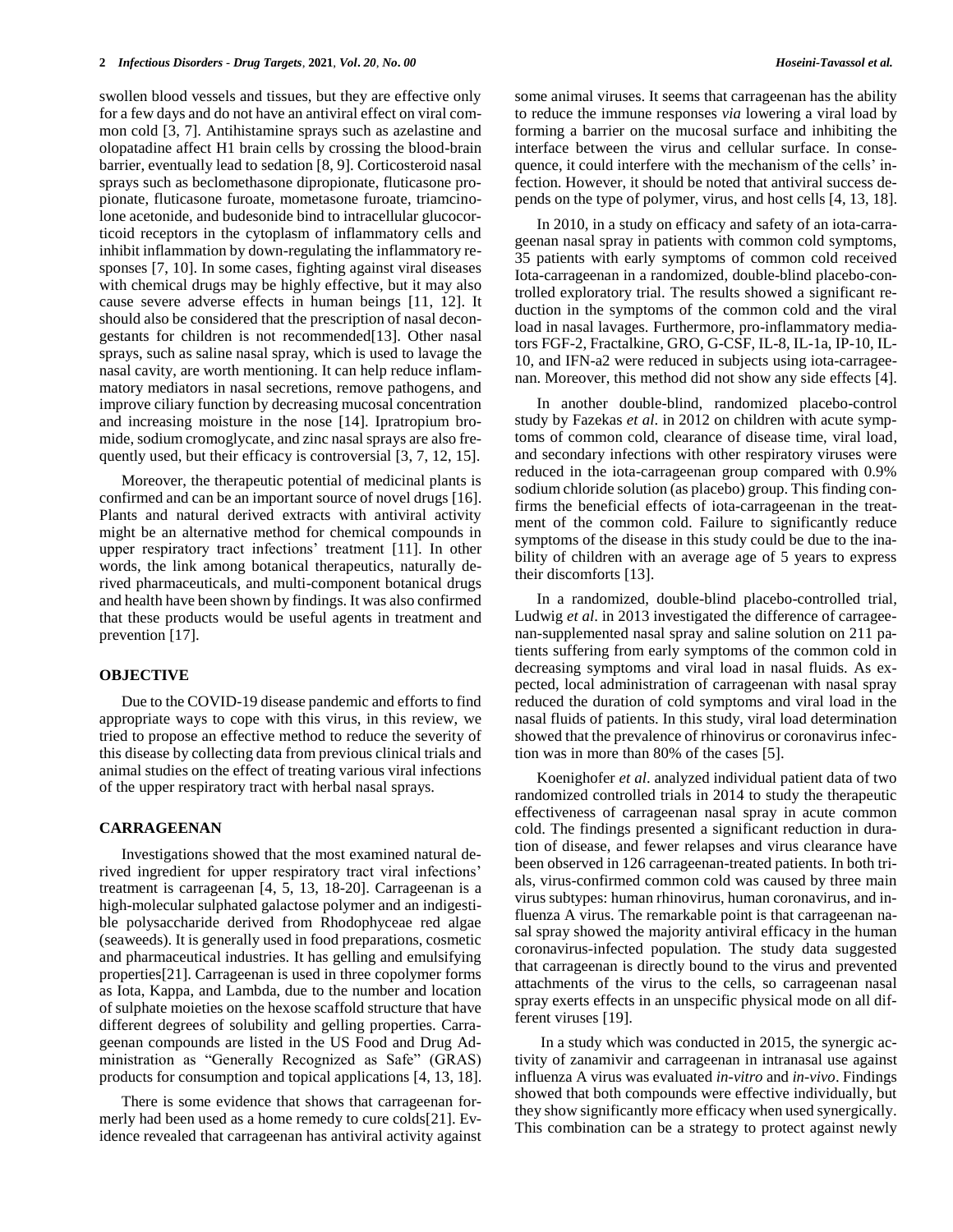swollen blood vessels and tissues, but they are effective only for a few days and do not have an antiviral effect on viral common cold [3, 7]. Antihistamine sprays such as azelastine and olopatadine affect H1 brain cells by crossing the blood-brain barrier, eventually lead to sedation [8, 9]. Corticosteroid nasal sprays such as beclomethasone dipropionate, fluticasone propionate, fluticasone furoate, mometasone furoate, triamcinolone acetonide, and budesonide bind to intracellular glucocorticoid receptors in the cytoplasm of inflammatory cells and inhibit inflammation by down-regulating the inflammatory responses [7, 10]. In some cases, fighting against viral diseases with chemical drugs may be highly effective, but it may also cause severe adverse effects in human beings [11, 12]. It should also be considered that the prescription of nasal decongestants for children is not recommended[13]. Other nasal sprays, such as saline nasal spray, which is used to lavage the nasal cavity, are worth mentioning. It can help reduce inflammatory mediators in nasal secretions, remove pathogens, and improve ciliary function by decreasing mucosal concentration and increasing moisture in the nose [14]. Ipratropium bromide, sodium cromoglycate, and zinc nasal sprays are also frequently used, but their efficacy is controversial [3, 7, 12, 15].

Moreover, the therapeutic potential of medicinal plants is confirmed and can be an important source of novel drugs [16]. Plants and natural derived extracts with antiviral activity might be an alternative method for chemical compounds in upper respiratory tract infections' treatment [11]. In other words, the link among botanical therapeutics, naturally derived pharmaceuticals, and multi-component botanical drugs and health have been shown by findings. It was also confirmed that these products would be useful agents in treatment and prevention [17].

## OBJECTIVE

Due to the COVID-19 disease pandemic and efforts to find appropriate ways to cope with this virus, in this review, we tried to propose an effective method to reduce the severity of this disease by collecting data from previous clinical trials and animal studies on the effect of treating various viral infections of the upper respiratory tract with herbal nasal sprays.

## CARRAGEENAN

Investigations showed that the most examined natural derived ingredient for upper respiratory tract viral infections' treatment is carrageenan [4, 5, 13, 18-20]. Carrageenan is a high-molecular sulphated galactose polymer and an indigestible polysaccharide derived from Rhodophyceae red algae (seaweeds). It is generally used in food preparations, cosmetic and pharmaceutical industries. It has gelling and emulsifying properties[21]. Carrageenan is used in three copolymer forms as Iota, Kappa, and Lambda, due to the number and location of sulphate moieties on the hexose scaffold structure that have different degrees of solubility and gelling properties. Carrageenan compounds are listed in the US Food and Drug Administration as "Generally Recognized as Safe" (GRAS) products for consumption and topical applications [4, 13, 18].

There is some evidence that shows that carrageenan formerly had been used as a home remedy to cure colds[21]. Evidence revealed that carrageenan has antiviral activity against some animal viruses. It seems that carrageenan has the ability to reduce the immune responses *via* lowering a viral load by forming a barrier on the mucosal surface and inhibiting the interface between the virus and cellular surface. In consequence, it could interfere with the mechanism of the cells' infection. However, it should be noted that antiviral success depends on the type of polymer, virus, and host cells [4, 13, 18].

In 2010, in a study on efficacy and safety of an iota-carrageenan nasal spray in patients with common cold symptoms, 35 patients with early symptoms of common cold received Iota-carrageenan in a randomized, double-blind placebo-controlled exploratory trial. The results showed a significant reduction in the symptoms of the common cold and the viral load in nasal lavages. Furthermore, pro-inflammatory mediators FGF-2, Fractalkine, GRO, G-CSF, IL-8, IL-1a, IP-10, IL-10, and IFN-a2 were reduced in subjects using iota-carrageenan. Moreover, this method did not show any side effects [4].

In another double-blind, randomized placebo-control study by Fazekas *et al*. in 2012 on children with acute symptoms of common cold, clearance of disease time, viral load, and secondary infections with other respiratory viruses were reduced in the iota-carrageenan group compared with 0.9% sodium chloride solution (as placebo) group. This finding confirms the beneficial effects of iota-carrageenan in the treatment of the common cold. Failure to significantly reduce symptoms of the disease in this study could be due to the inability of children with an average age of 5 years to express their discomforts [13].

In a randomized, double-blind placebo-controlled trial, Ludwig *et al*. in 2013 investigated the difference of carrageenan-supplemented nasal spray and saline solution on 211 patients suffering from early symptoms of the common cold in decreasing symptoms and viral load in nasal fluids. As expected, local administration of carrageenan with nasal spray reduced the duration of cold symptoms and viral load in the nasal fluids of patients. In this study, viral load determination showed that the prevalence of rhinovirus or coronavirus infection was in more than 80% of the cases [5].

Koenighofer *et al*. analyzed individual patient data of two randomized controlled trials in 2014 to study the therapeutic effectiveness of carrageenan nasal spray in acute common cold. The findings presented a significant reduction in duration of disease, and fewer relapses and virus clearance have been observed in 126 carrageenan-treated patients. In both trials, virus-confirmed common cold was caused by three main virus subtypes: human rhinovirus, human coronavirus, and influenza A virus. The remarkable point is that carrageenan nasal spray showed the majority antiviral efficacy in the human coronavirus-infected population. The study data suggested that carrageenan is directly bound to the virus and prevented attachments of the virus to the cells, so carrageenan nasal spray exerts effects in an unspecific physical mode on all different viruses [19].

In a study which was conducted in 2015, the synergic activity of zanamivir and carrageenan in intranasal use against influenza A virus was evaluated *in-vitro* and *in-vivo*. Findings showed that both compounds were effective individually, but they show significantly more efficacy when used synergically. This combination can be a strategy to protect against newly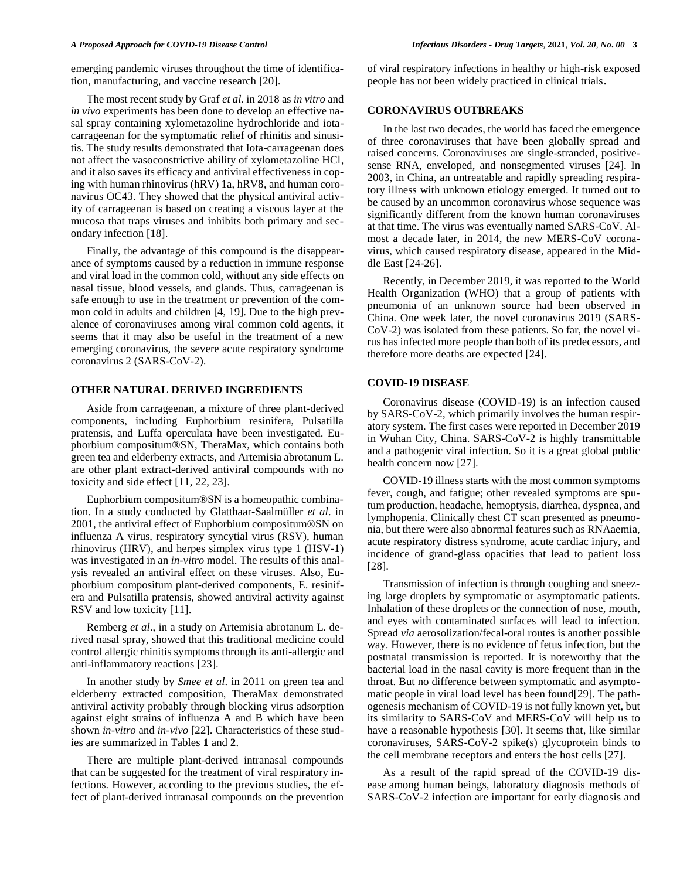emerging pandemic viruses throughout the time of identification, manufacturing, and vaccine research [20].

The most recent study by Graf *et al*. in 2018 as *in vitro* and *in vivo* experiments has been done to develop an effective nasal spray containing xylometazoline hydrochloride and iota-carrageenan for the symptomatic relief of rhinitis and sinusitis. The study results demonstrated that Iota-carrageenan does not affect the vasoconstrictive ability of xylometazoline HCl, and it also saves its efficacy and antiviral effectiveness in coping with human rhinovirus (hRV) 1a, hRV8, and human coronavirus OC43. They showed that the physical antiviral activity of carrageenan is based on creating a viscous layer at the mucosa that traps viruses and inhibits both primary and secondary infection [18].

Finally, the advantage of this compound is the disappearance of symptoms caused by a reduction in immune response and viral load in the common cold, without any side effects on nasal tissue, blood vessels, and glands. Thus, carrageenan is safe enough to use in the treatment or prevention of the common cold in adults and children [4, 19]. Due to the high prevalence of coronaviruses among viral common cold agents, it seems that it may also be useful in the treatment of a new emerging coronavirus, the severe acute respiratory syndrome coronavirus 2 (SARS-CoV-2).

## OTHER NATURAL DERIVED INGREDIENTS

Aside from carrageenan, a mixture of three plant-derived components, including Euphorbium resinifera, Pulsatilla pratensis, and Luffa operculata have been investigated. Euphorbium compositum®SN, TheraMax, which contains both green tea and elderberry extracts, and Artemisia abrotanum L. are other plant extract-derived antiviral compounds with no toxicity and side effect [11, 22, 23].

Euphorbium compositum®SN is a homeopathic combination. In a study conducted by Glatthaar-Saalmüller *et al*. in 2001, the antiviral effect of Euphorbium compositum®SN on influenza A virus, respiratory syncytial virus (RSV), human rhinovirus (HRV), and herpes simplex virus type 1 (HSV-1) was investigated in an *in-vitro* model. The results of this analysis revealed an antiviral effect on these viruses. Also, Euphorbium compositum plant-derived components, E. resinifera and Pulsatilla pratensis, showed antiviral activity against RSV and low toxicity [11].

Remberg *et al*., in a study on Artemisia abrotanum L. derived nasal spray, showed that this traditional medicine could control allergic rhinitis symptoms through its anti-allergic and anti-inflammatory reactions [23].

In another study by *Smee et al*. in 2011 on green tea and elderberry extracted composition, TheraMax demonstrated antiviral activity probably through blocking virus adsorption against eight strains of influenza A and B which have been shown *in-vitro* and *in-vivo* [22]. Characteristics of these studies are summarized in Tables **1** and **2**.

There are multiple plant-derived intranasal compounds that can be suggested for the treatment of viral respiratory infections. However, according to the previous studies, the effect of plant-derived intranasal compounds on the prevention of viral respiratory infections in healthy or high-risk exposed people has not been widely practiced in clinical trials.

## CORONAVIRUS OUTBREAKS

In the last two decades, the world has faced the emergence of three coronaviruses that have been globally spread and raised concerns. Coronaviruses are single-stranded, positive-sense RNA, enveloped, and nonsegmented viruses [24]. In 2003, in China, an untreatable and rapidly spreading respiratory illness with unknown etiology emerged. It turned out to be caused by an uncommon coronavirus whose sequence was significantly different from the known human coronaviruses at that time. The virus was eventually named SARS-CoV. Almost a decade later, in 2014, the new MERS-CoV coronavirus, which caused respiratory disease, appeared in the Middle East [24-26].

Recently, in December 2019, it was reported to the World Health Organization (WHO) that a group of patients with pneumonia of an unknown source had been observed in China. One week later, the novel coronavirus 2019 (SARS-CoV-2) was isolated from these patients. So far, the novel virus has infected more people than both of its predecessors, and therefore more deaths are expected [24].

## COVID-19 DISEASE

Coronavirus disease (COVID-19) is an infection caused by SARS-CoV-2, which primarily involves the human respiratory system. The first cases were reported in December 2019 in Wuhan City, China. SARS-CoV-2 is highly transmittable and a pathogenic viral infection. So it is a great global public health concern now [27].

COVID-19 illness starts with the most common symptoms fever, cough, and fatigue; other revealed symptoms are sputum production, headache, hemoptysis, diarrhea, dyspnea, and lymphopenia. Clinically chest CT scan presented as pneumonia, but there were also abnormal features such as RNAaemia, acute respiratory distress syndrome, acute cardiac injury, and incidence of grand-glass opacities that lead to patient loss [28].

Transmission of infection is through coughing and sneezing large droplets by symptomatic or asymptomatic patients. Inhalation of these droplets or the connection of nose, mouth, and eyes with contaminated surfaces will lead to infection. Spread *via* aerosolization/fecal-oral routes is another possible way. However, there is no evidence of fetus infection, but the postnatal transmission is reported. It is noteworthy that the bacterial load in the nasal cavity is more frequent than in the throat. But no difference between symptomatic and asymptomatic people in viral load level has been found[29]. The pathogenesis mechanism of COVID-19 is not fully known yet, but its similarity to SARS-CoV and MERS-CoV will help us to have a reasonable hypothesis [30]. It seems that, like similar coronaviruses, SARS-CoV-2 spike(s) glycoprotein binds to the cell membrane receptors and enters the host cells [27].

As a result of the rapid spread of the COVID-19 disease among human beings, laboratory diagnosis methods of SARS-CoV-2 infection are important for early diagnosis and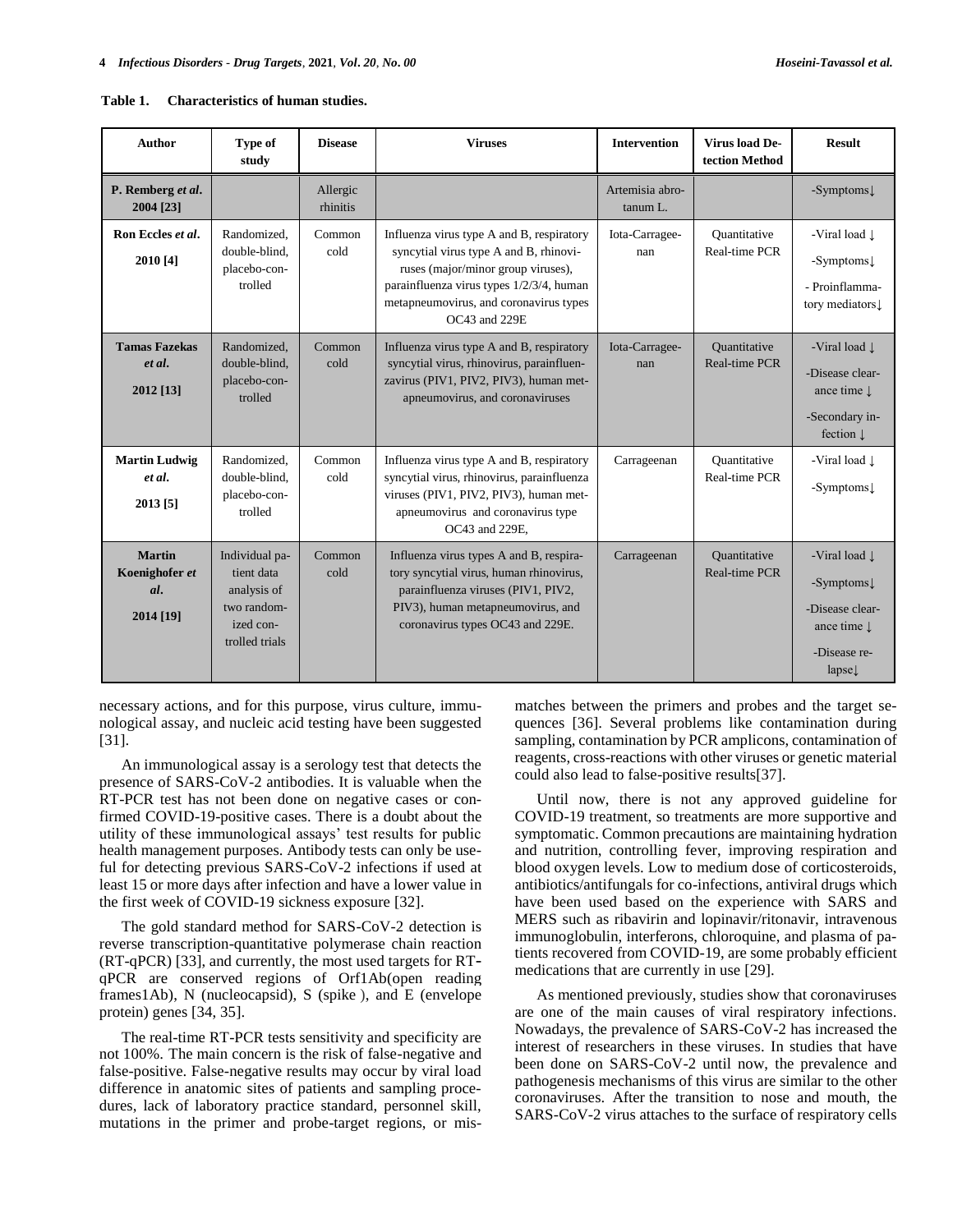**Table 1. Characteristics of human studies.**

| Author | Type of study | Disease | Viruses | Intervention | Virus load Detection Method | Result |
|---|---|---|---|---|---|---|
| **P. Remberg *et al*. 2004 [23]** | | Allergic rhinitis | | Artemisia abrotanum L. | | -Symptoms↓ |
| **Ron Eccles *et al*. 2010 [4]** | Randomized, double-blind, placebo-controlled | Common cold | Influenza virus type A and B, respiratory syncytial virus type A and B, rhinoviruses (major/minor group viruses), parainfluenza virus types 1/2/3/4, human metapneumovirus, and coronavirus types OC43 and 229E | Iota-Carrageenan | Quantitative Real-time PCR | -Viral load ↓ -Symptoms↓ - Proinflammatory mediators↓ |
| **Tamas Fazekas *et al*. 2012 [13]** | Randomized, double-blind, placebo-controlled | Common cold | Influenza virus type A and B, respiratory syncytial virus, rhinovirus, parainfluenzavirus (PIV1, PIV2, PIV3), human metapneumovirus, and coronaviruses | Iota-Carrageenan | Quantitative Real-time PCR | -Viral load ↓ -Disease clearance time ↓ -Secondary infection ↓ |
| **Martin Ludwig *et al*. 2013 [5]** | Randomized, double-blind, placebo-controlled | Common cold | Influenza virus type A and B, respiratory syncytial virus, rhinovirus, parainfluenza viruses (PIV1, PIV2, PIV3), human metapneumovirus and coronavirus type OC43 and 229E, | Carrageenan | Quantitative Real-time PCR | -Viral load ↓ -Symptoms↓ |
| **Martin Koenighofer *et al*. 2014 [19]** | Individual patient data analysis of two randomized controlled trials | Common cold | Influenza virus types A and B, respiratory syncytial virus, human rhinovirus, parainfluenza viruses (PIV1, PIV2, PIV3), human metapneumovirus, and coronavirus types OC43 and 229E. | Carrageenan | Quantitative Real-time PCR | -Viral load ↓ -Symptoms↓ -Disease clearance time ↓ -Disease relapse↓ |

necessary actions, and for this purpose, virus culture, immunological assay, and nucleic acid testing have been suggested [31].

An immunological assay is a serology test that detects the presence of SARS-CoV-2 antibodies. It is valuable when the RT-PCR test has not been done on negative cases or confirmed COVID-19-positive cases. There is a doubt about the utility of these immunological assays' test results for public health management purposes. Antibody tests can only be useful for detecting previous SARS-CoV-2 infections if used at least 15 or more days after infection and have a lower value in the first week of COVID-19 sickness exposure [32].

The gold standard method for SARS-CoV-2 detection is reverse transcription-quantitative polymerase chain reaction (RT-qPCR) [33], and currently, the most used targets for RT-qPCR are conserved regions of Orf1Ab(open reading frames1Ab), N (nucleocapsid), S (spike ), and E (envelope protein) genes [34, 35].

The real-time RT-PCR tests sensitivity and specificity are not 100%. The main concern is the risk of false-negative and false-positive. False-negative results may occur by viral load difference in anatomic sites of patients and sampling procedures, lack of laboratory practice standard, personnel skill, mutations in the primer and probe-target regions, or mismatches between the primers and probes and the target sequences [36]. Several problems like contamination during sampling, contamination by PCR amplicons, contamination of reagents, cross-reactions with other viruses or genetic material could also lead to false-positive results[37].

Until now, there is not any approved guideline for COVID-19 treatment, so treatments are more supportive and symptomatic. Common precautions are maintaining hydration and nutrition, controlling fever, improving respiration and blood oxygen levels. Low to medium dose of corticosteroids, antibiotics/antifungals for co-infections, antiviral drugs which have been used based on the experience with SARS and MERS such as ribavirin and lopinavir/ritonavir, intravenous immunoglobulin, interferons, chloroquine, and plasma of patients recovered from COVID-19, are some probably efficient medications that are currently in use [29].

As mentioned previously, studies show that coronaviruses are one of the main causes of viral respiratory infections. Nowadays, the prevalence of SARS-CoV-2 has increased the interest of researchers in these viruses. In studies that have been done on SARS-CoV-2 until now, the prevalence and pathogenesis mechanisms of this virus are similar to the other coronaviruses. After the transition to nose and mouth, the SARS-CoV-2 virus attaches to the surface of respiratory cells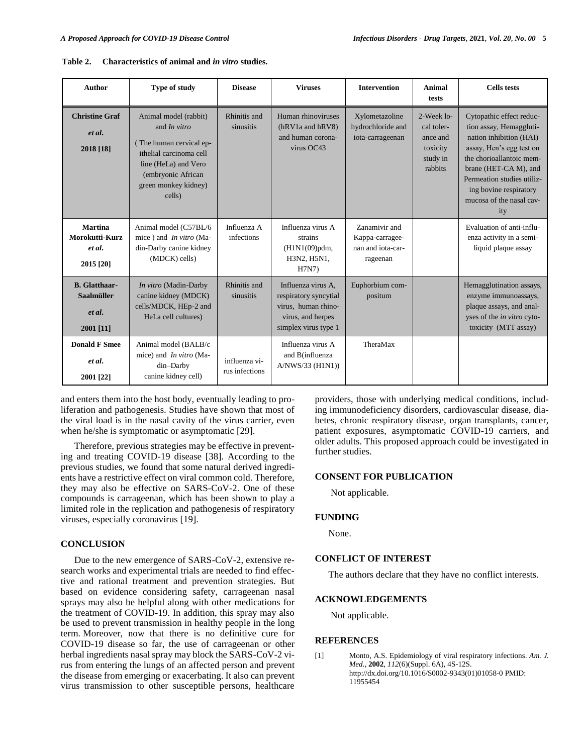**Table 2. Characteristics of animal and *in vitro* studies.**

| Author | Type of study | Disease | Viruses | Intervention | Animal tests | Cells tests |
|---|---|---|---|---|---|---|
| **Christine Graf** *et al.* **2018 [18]** | Animal model (rabbit) and *In vitro* ( The human cervical epithelial carcinoma cell line (HeLa) and Vero (embryonic African green monkey kidney) cells) | Rhinitis and sinusitis | Human rhinoviruses (hRV1a and hRV8) and human coronavirus OC43 | Xylometazoline hydrochloride and iota-carrageenan | 2-Week local tolerance and toxicity study in rabbits | Cytopathic effect reduction assay, Hemagglutination inhibition (HAI) assay, Hen's egg test on the chorioallantoic membrane (HET-CA M), and Permeation studies utilizing bovine respiratory mucosa of the nasal cavity |
| **Martina Morokutti-Kurz** *et al.* **2015 [20]** | Animal model (C57BL/6 mice ) and *In vitro* (Madin-Darby canine kidney (MDCK) cells) | Influenza A infections | Influenza virus A strains (H1N1(09)pdm, H3N2, H5N1, H7N7) | Zanamivir and Kappa-carrageenan and iota-carrageenan | | Evaluation of anti-influenza activity in a semi-liquid plaque assay |
| **B. Glatthaar-Saalmüller** *et al.* **2001 [11]** | *In vitro* (Madin-Darby canine kidney (MDCK) cells/MDCK, HEp-2 and HeLa cell cultures) | Rhinitis and sinusitis | Influenza virus A, respiratory syncytial virus, human rhinovirus, and herpes simplex virus type 1 | Euphorbium compositum | | Hemagglutination assays, enzyme immunoassays, plaque assays, and analyses of the *in vitro* cytotoxicity (MTT assay) |
| **Donald F Smee** *et al.* **2001 [22]** | Animal model (BALB/c mice) and *In vitro* (Madin–Darby canine kidney cell) | influenza virus infections | Influenza virus A and B(influenza A/NWS/33 (H1N1)) | TheraMax | | |

and enters them into the host body, eventually leading to proliferation and pathogenesis. Studies have shown that most of the viral load is in the nasal cavity of the virus carrier, even when he/she is symptomatic or asymptomatic [29].

Therefore, previous strategies may be effective in preventing and treating COVID-19 disease [38]. According to the previous studies, we found that some natural derived ingredients have a restrictive effect on viral common cold. Therefore, they may also be effective on SARS-CoV-2. One of these compounds is carrageenan, which has been shown to play a limited role in the replication and pathogenesis of respiratory viruses, especially coronavirus [19].

## CONCLUSION

Due to the new emergence of SARS-CoV-2, extensive research works and experimental trials are needed to find effective and rational treatment and prevention strategies. But based on evidence considering safety, carrageenan nasal sprays may also be helpful along with other medications for the treatment of COVID-19. In addition, this spray may also be used to prevent transmission in healthy people in the long term. Moreover, now that there is no definitive cure for COVID-19 disease so far, the use of carrageenan or other herbal ingredients nasal spray may block the SARS-CoV-2 virus from entering the lungs of an affected person and prevent the disease from emerging or exacerbating. It also can prevent virus transmission to other susceptible persons, healthcare providers, those with underlying medical conditions, including immunodeficiency disorders, cardiovascular disease, diabetes, chronic respiratory disease, organ transplants, cancer, patient exposures, asymptomatic COVID-19 carriers, and older adults. This proposed approach could be investigated in further studies.

## CONSENT FOR PUBLICATION

Not applicable.

## FUNDING

None.

## CONFLICT OF INTEREST

The authors declare that they have no conflict interests.

## ACKNOWLEDGEMENTS

Not applicable.

## REFERENCES

[1] Monto, A.S. Epidemiology of viral respiratory infections. *Am. J. Med.*, **2002**, *112*(6)(Suppl. 6A), 4S-12S. http://dx.doi.org/10.1016/S0002-9343(01)01058-0 PMID: 11955454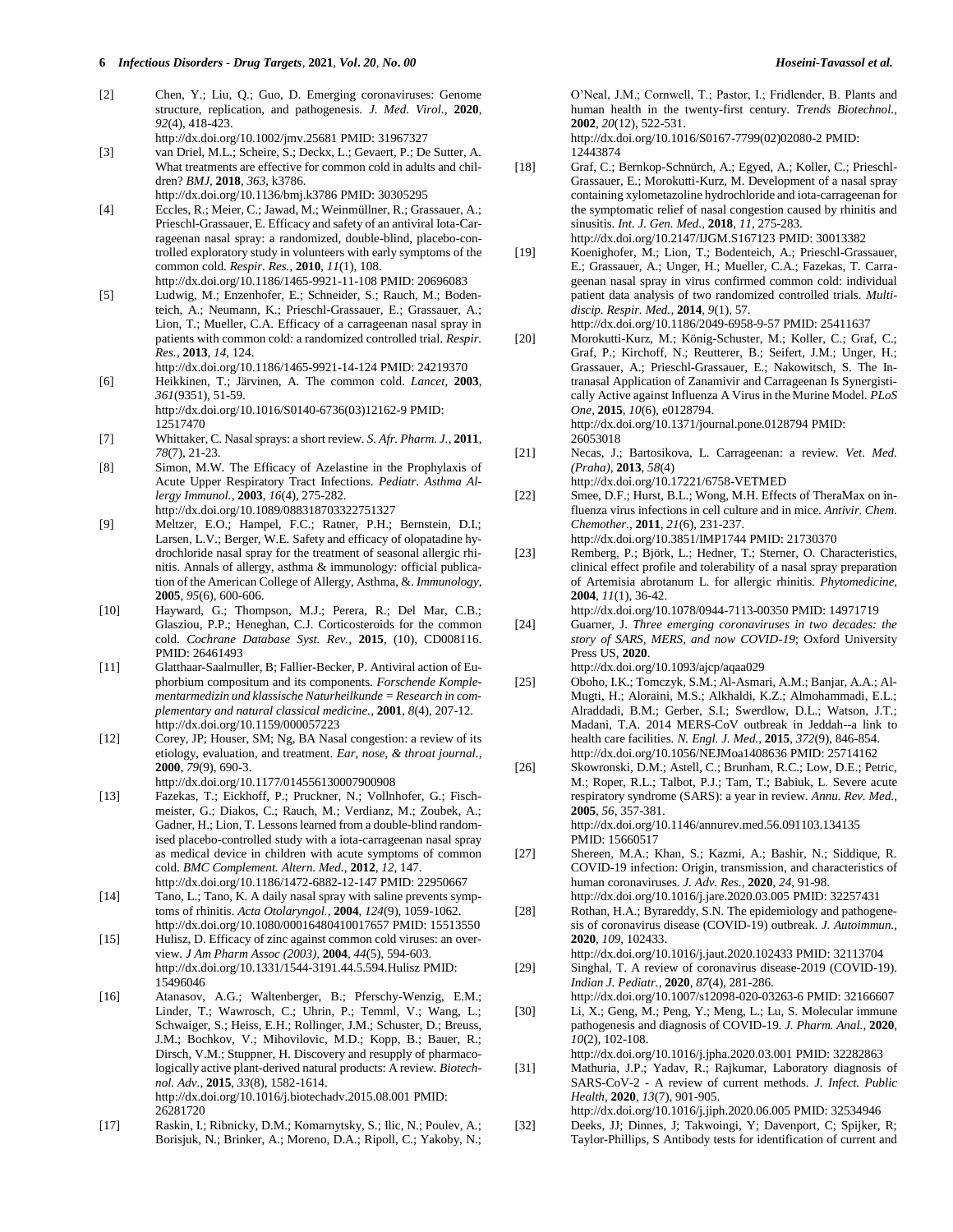[2] Chen, Y.; Liu, Q.; Guo, D. Emerging coronaviruses: Genome structure, replication, and pathogenesis. *J. Med. Virol.*, **2020**, *92*(4), 418-423.
http://dx.doi.org/10.1002/jmv.25681 PMID: 31967327

[3] van Driel, M.L.; Scheire, S.; Deckx, L.; Gevaert, P.; De Sutter, A. What treatments are effective for common cold in adults and children? *BMJ*, **2018**, *363*, k3786.
http://dx.doi.org/10.1136/bmj.k3786 PMID: 30305295

[4] Eccles, R.; Meier, C.; Jawad, M.; Weinmüllner, R.; Grassauer, A.; Prieschl-Grassauer, E. Efficacy and safety of an antiviral Iota-Carrageenan nasal spray: a randomized, double-blind, placebo-controlled exploratory study in volunteers with early symptoms of the common cold. *Respir. Res.*, **2010**, *11*(1), 108.
http://dx.doi.org/10.1186/1465-9921-11-108 PMID: 20696083

[5] Ludwig, M.; Enzenhofer, E.; Schneider, S.; Rauch, M.; Bodenteich, A.; Neumann, K.; Prieschl-Grassauer, E.; Grassauer, A.; Lion, T.; Mueller, C.A. Efficacy of a carrageenan nasal spray in patients with common cold: a randomized controlled trial. *Respir. Res.*, **2013**, *14*, 124.
http://dx.doi.org/10.1186/1465-9921-14-124 PMID: 24219370

[6] Heikkinen, T.; Järvinen, A. The common cold. *Lancet*, **2003**, *361*(9351), 51-59.
http://dx.doi.org/10.1016/S0140-6736(03)12162-9 PMID: 12517470

[7] Whittaker, C. Nasal sprays: a short review. *S. Afr. Pharm. J.*, **2011**, *78*(7), 21-23.

[8] Simon, M.W. The Efficacy of Azelastine in the Prophylaxis of Acute Upper Respiratory Tract Infections. *Pediatr. Asthma Allergy Immunol.*, **2003**, *16*(4), 275-282.
http://dx.doi.org/10.1089/088318703322751327

[9] Meltzer, E.O.; Hampel, F.C.; Ratner, P.H.; Bernstein, D.I.; Larsen, L.V.; Berger, W.E. Safety and efficacy of olopatadine hydrochloride nasal spray for the treatment of seasonal allergic rhinitis. Annals of allergy, asthma & immunology: official publication of the American College of Allergy, Asthma, &. *Immunology*, **2005**, *95*(6), 600-606.

[10] Hayward, G.; Thompson, M.J.; Perera, R.; Del Mar, C.B.; Glasziou, P.P.; Heneghan, C.J. Corticosteroids for the common cold. *Cochrane Database Syst. Rev.*, **2015**, (10), CD008116. PMID: 26461493

[11] Glatthaar-Saalmuller, B; Fallier-Becker, P. Antiviral action of Euphorbium compositum and its components. *Forschende Komplementarmedizin und klassische Naturheilkunde = Research in complementary and natural classical medicine.*, **2001**, *8*(4), 207-12.
http://dx.doi.org/10.1159/000057223

[12] Corey, JP; Houser, SM; Ng, BA Nasal congestion: a review of its etiology, evaluation, and treatment. *Ear, nose, & throat journal.*, **2000**, *79*(9), 690-3.
http://dx.doi.org/10.1177/014556130007900908

[13] Fazekas, T.; Eickhoff, P.; Pruckner, N.; Vollnhofer, G.; Fischmeister, G.; Diakos, C.; Rauch, M.; Verdianz, M.; Zoubek, A.; Gadner, H.; Lion, T. Lessons learned from a double-blind randomised placebo-controlled study with a iota-carrageenan nasal spray as medical device in children with acute symptoms of common cold. *BMC Complement. Altern. Med.*, **2012**, *12*, 147.
http://dx.doi.org/10.1186/1472-6882-12-147 PMID: 22950667

[14] Tano, L.; Tano, K. A daily nasal spray with saline prevents symptoms of rhinitis. *Acta Otolaryngol.*, **2004**, *124*(9), 1059-1062.
http://dx.doi.org/10.1080/00016480410017657 PMID: 15513550

[15] Hulisz, D. Efficacy of zinc against common cold viruses: an overview. *J Am Pharm Assoc (2003)*, **2004**, *44*(5), 594-603.
http://dx.doi.org/10.1331/1544-3191.44.5.594.Hulisz PMID: 15496046

[16] Atanasov, A.G.; Waltenberger, B.; Pferschy-Wenzig, E.M.; Linder, T.; Wawrosch, C.; Uhrin, P.; Temml, V.; Wang, L.; Schwaiger, S.; Heiss, E.H.; Rollinger, J.M.; Schuster, D.; Breuss, J.M.; Bochkov, V.; Mihovilovic, M.D.; Kopp, B.; Bauer, R.; Dirsch, V.M.; Stuppner, H. Discovery and resupply of pharmacologically active plant-derived natural products: A review. *Biotechnol. Adv.*, **2015**, *33*(8), 1582-1614.
http://dx.doi.org/10.1016/j.biotechadv.2015.08.001 PMID: 26281720

[17] Raskin, I.; Ribnicky, D.M.; Komarnytsky, S.; Ilic, N.; Poulev, A.; Borisjuk, N.; Brinker, A.; Moreno, D.A.; Ripoll, C.; Yakoby, N.; O'Neal, J.M.; Cornwell, T.; Pastor, I.; Fridlender, B. Plants and human health in the twenty-first century. *Trends Biotechnol.*, **2002**, *20*(12), 522-531.
http://dx.doi.org/10.1016/S0167-7799(02)02080-2 PMID: 12443874

[18] Graf, C.; Bernkop-Schnürch, A.; Egyed, A.; Koller, C.; Prieschl-Grassauer, E.; Morokutti-Kurz, M. Development of a nasal spray containing xylometazoline hydrochloride and iota-carrageenan for the symptomatic relief of nasal congestion caused by rhinitis and sinusitis. *Int. J. Gen. Med.*, **2018**, *11*, 275-283.
http://dx.doi.org/10.2147/IJGM.S167123 PMID: 30013382

[19] Koenighofer, M.; Lion, T.; Bodenteich, A.; Prieschl-Grassauer, E.; Grassauer, A.; Unger, H.; Mueller, C.A.; Fazekas, T. Carrageenan nasal spray in virus confirmed common cold: individual patient data analysis of two randomized controlled trials. *Multidiscip. Respir. Med.*, **2014**, *9*(1), 57.
http://dx.doi.org/10.1186/2049-6958-9-57 PMID: 25411637

[20] Morokutti-Kurz, M.; König-Schuster, M.; Koller, C.; Graf, C.; Graf, P.; Kirchoff, N.; Reutterer, B.; Seifert, J.M.; Unger, H.; Grassauer, A.; Prieschl-Grassauer, E.; Nakowitsch, S. The Intranasal Application of Zanamivir and Carrageenan Is Synergistically Active against Influenza A Virus in the Murine Model. *PLoS One*, **2015**, *10*(6), e0128794.
http://dx.doi.org/10.1371/journal.pone.0128794 PMID: 26053018

[21] Necas, J.; Bartosikova, L. Carrageenan: a review. *Vet. Med. (Praha)*, **2013**, *58*(4)
http://dx.doi.org/10.17221/6758-VETMED

[22] Smee, D.F.; Hurst, B.L.; Wong, M.H. Effects of TheraMax on influenza virus infections in cell culture and in mice. *Antivir. Chem. Chemother.*, **2011**, *21*(6), 231-237.
http://dx.doi.org/10.3851/IMP1744 PMID: 21730370

[23] Remberg, P.; Björk, L.; Hedner, T.; Sterner, O. Characteristics, clinical effect profile and tolerability of a nasal spray preparation of Artemisia abrotanum L. for allergic rhinitis. *Phytomedicine*, **2004**, *11*(1), 36-42.
http://dx.doi.org/10.1078/0944-7113-00350 PMID: 14971719

[24] Guarner, J. *Three emerging coronaviruses in two decades: the story of SARS, MERS, and now COVID-19*; Oxford University Press US, **2020**.
http://dx.doi.org/10.1093/ajcp/aqaa029

[25] Oboho, I.K.; Tomczyk, S.M.; Al-Asmari, A.M.; Banjar, A.A.; Al-Mugti, H.; Aloraini, M.S.; Alkhaldi, K.Z.; Almohammadi, E.L.; Alraddadi, B.M.; Gerber, S.I.; Swerdlow, D.L.; Watson, J.T.; Madani, T.A. 2014 MERS-CoV outbreak in Jeddah--a link to health care facilities. *N. Engl. J. Med.*, **2015**, *372*(9), 846-854.
http://dx.doi.org/10.1056/NEJMoa1408636 PMID: 25714162

[26] Skowronski, D.M.; Astell, C.; Brunham, R.C.; Low, D.E.; Petric, M.; Roper, R.L.; Talbot, P.J.; Tam, T.; Babiuk, L. Severe acute respiratory syndrome (SARS): a year in review. *Annu. Rev. Med.*, **2005**, *56*, 357-381.
http://dx.doi.org/10.1146/annurev.med.56.091103.134135 PMID: 15660517

[27] Shereen, M.A.; Khan, S.; Kazmi, A.; Bashir, N.; Siddique, R. COVID-19 infection: Origin, transmission, and characteristics of human coronaviruses. *J. Adv. Res.*, **2020**, *24*, 91-98.
http://dx.doi.org/10.1016/j.jare.2020.03.005 PMID: 32257431

[28] Rothan, H.A.; Byrareddy, S.N. The epidemiology and pathogenesis of coronavirus disease (COVID-19) outbreak. *J. Autoimmun.*, **2020**, *109*, 102433.
http://dx.doi.org/10.1016/j.jaut.2020.102433 PMID: 32113704

[29] Singhal, T. A review of coronavirus disease-2019 (COVID-19). *Indian J. Pediatr.*, **2020**, *87*(4), 281-286.
http://dx.doi.org/10.1007/s12098-020-03263-6 PMID: 32166607

[30] Li, X.; Geng, M.; Peng, Y.; Meng, L.; Lu, S. Molecular immune pathogenesis and diagnosis of COVID-19. *J. Pharm. Anal.*, **2020**, *10*(2), 102-108.
http://dx.doi.org/10.1016/j.jpha.2020.03.001 PMID: 32282863

[31] Mathuria, J.P.; Yadav, R.; Rajkumar, Laboratory diagnosis of SARS-CoV-2 - A review of current methods. *J. Infect. Public Health*, **2020**, *13*(7), 901-905.
http://dx.doi.org/10.1016/j.jiph.2020.06.005 PMID: 32534946

[32] Deeks, JJ; Dinnes, J; Takwoingi, Y; Davenport, C; Spijker, R; Taylor-Phillips, S Antibody tests for identification of current and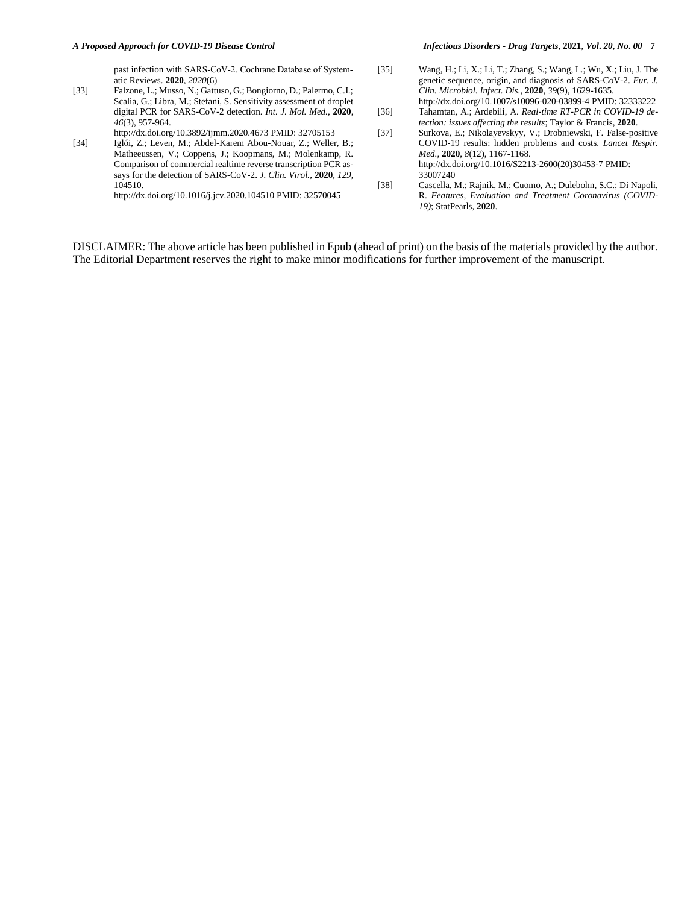past infection with SARS-CoV-2. Cochrane Database of Systematic Reviews. **2020**, *2020*(6)

[33] Falzone, L.; Musso, N.; Gattuso, G.; Bongiorno, D.; Palermo, C.I.; Scalia, G.; Libra, M.; Stefani, S. Sensitivity assessment of droplet digital PCR for SARS-CoV-2 detection. *Int. J. Mol. Med.*, **2020**, *46*(3), 957-964.
http://dx.doi.org/10.3892/ijmm.2020.4673 PMID: 32705153

[34] Iglói, Z.; Leven, M.; Abdel-Karem Abou-Nouar, Z.; Weller, B.; Matheeussen, V.; Coppens, J.; Koopmans, M.; Molenkamp, R. Comparison of commercial realtime reverse transcription PCR assays for the detection of SARS-CoV-2. *J. Clin. Virol.*, **2020**, *129*, 104510.
http://dx.doi.org/10.1016/j.jcv.2020.104510 PMID: 32570045

[35] Wang, H.; Li, X.; Li, T.; Zhang, S.; Wang, L.; Wu, X.; Liu, J. The genetic sequence, origin, and diagnosis of SARS-CoV-2. *Eur. J. Clin. Microbiol. Infect. Dis.*, **2020**, *39*(9), 1629-1635.
http://dx.doi.org/10.1007/s10096-020-03899-4 PMID: 32333222

[36] Tahamtan, A.; Ardebili, A. *Real-time RT-PCR in COVID-19 detection: issues affecting the results*; Taylor & Francis, **2020**.

[37] Surkova, E.; Nikolayevskyy, V.; Drobniewski, F. False-positive COVID-19 results: hidden problems and costs. *Lancet Respir. Med.*, **2020**, *8*(12), 1167-1168.
http://dx.doi.org/10.1016/S2213-2600(20)30453-7 PMID: 33007240

[38] Cascella, M.; Rajnik, M.; Cuomo, A.; Dulebohn, S.C.; Di Napoli, R. *Features, Evaluation and Treatment Coronavirus (COVID-19)*; StatPearls, **2020**.

DISCLAIMER: The above article has been published in Epub (ahead of print) on the basis of the materials provided by the author. The Editorial Department reserves the right to make minor modifications for further improvement of the manuscript.